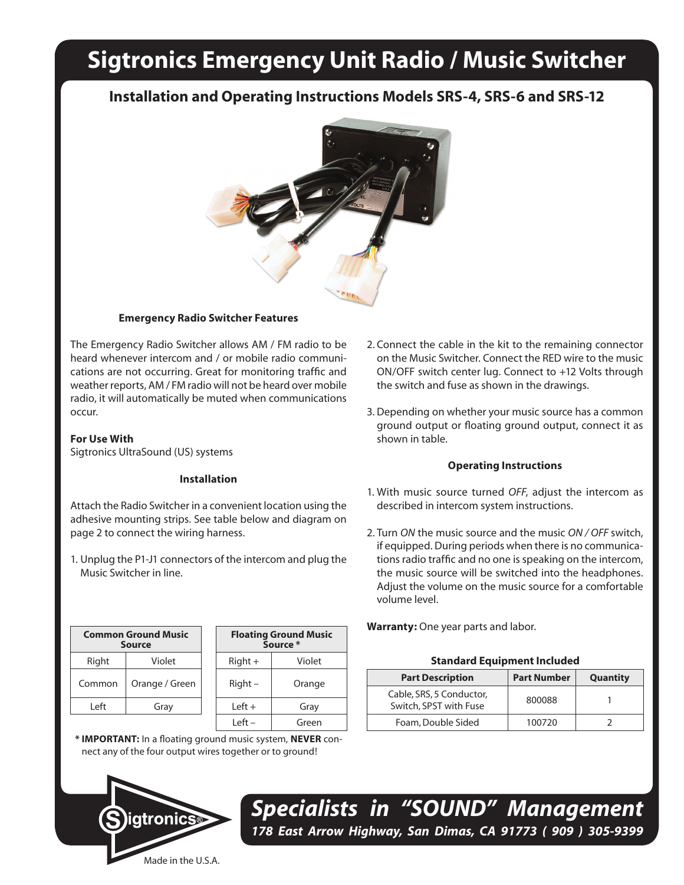# Sigtronics Emergency Unit Radio / Music Switcher

## Installation and Operating Instructions Models SRS-4, SRS-6 and SRS-12

### Emergency Radio Switcher Features

The Emergency Radio Switcher allows AM / FM radio to be heard whenever intercom and / or mobile radio communications are not occurring. Great for monitoring traffic and weather reports, AM / FM radio will not be heard over mobile radio, it will automatically be muted when communications occur.

**For Use With**
Sigtronics UltraSound (US) systems

### Installation

Attach the Radio Switcher in a convenient location using the adhesive mounting strips. See table below and diagram on page 2 to connect the wiring harness.

1. Unplug the P1-J1 connectors of the intercom and plug the Music Switcher in line.
2. Connect the cable in the kit to the remaining connector on the Music Switcher. Connect the RED wire to the music ON/OFF switch center lug. Connect to +12 Volts through the switch and fuse as shown in the drawings.
3. Depending on whether your music source has a common ground output or floating ground output, connect it as shown in table.

| Common Ground Music Source | |
|---|---|
| Right | Violet |
| Common | Orange / Green |
| Left | Gray |

| Floating Ground Music Source * | |
|---|---|
| Right + | Violet |
| Right – | Orange |
| Left + | Gray |
| Left – | Green |

**\* IMPORTANT:** In a floating ground music system, **NEVER** connect any of the four output wires together or to ground!

### Operating Instructions

1. With music source turned *OFF*, adjust the intercom as described in intercom system instructions.
2. Turn *ON* the music source and the music *ON / OFF* switch, if equipped. During periods when there is no communications radio traffic and no one is speaking on the intercom, the music source will be switched into the headphones. Adjust the volume on the music source for a comfortable volume level.

**Warranty:** One year parts and labor.

**Standard Equipment Included**

| Part Description | Part Number | Quantity |
|---|---|---|
| Cable, SRS, 5 Conductor, Switch, SPST with Fuse | 800088 | 1 |
| Foam, Double Sided | 100720 | 2 |

Sigtronics®

Made in the U.S.A.

***Specialists in "SOUND" Management***
***178 East Arrow Highway, San Dimas, CA 91773 ( 909 ) 305-9399***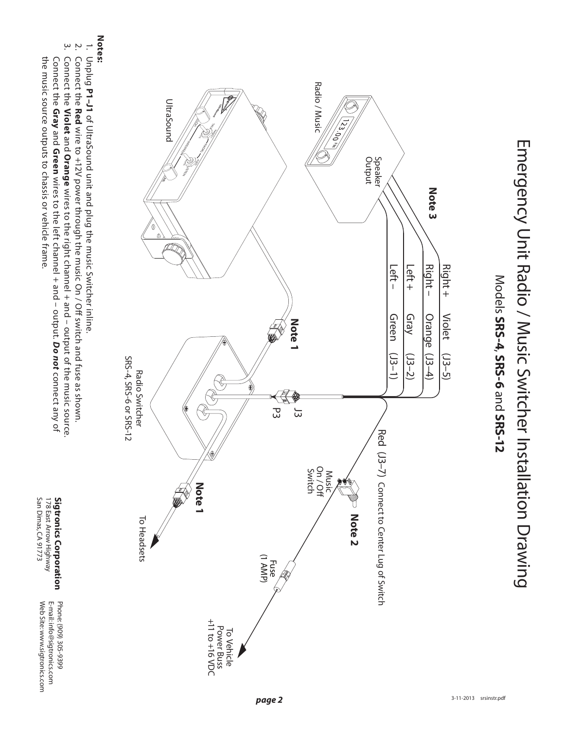# Emergency Unit Radio / Music Switcher Installation Drawing

## Models **SRS-4, SRS-6** and **SRS-12**

Radio / Music

Speaker Output

**Note 3**

Right + Violet (J3–5)

Right – Orange (J3–4)

Left + Gray (J3–2)

Left – Green (J3–1)

UltraSound

**Note 1**

Radio Switcher
SRS-4, SRS-6 or SRS-12

J3

P3

Red (J3–7) Connect to Center Lug of Switch

Music On / Off Switch

**Note 2**

Fuse (1 AMP)

To Vehicle Power Buss +11 to +16 VDC

**Note 1**

To Headsets

**Notes:**

1. Unplug **P1–J1** of UltraSound unit and plug the music Switcher inline.
2. Connect the **Red** wire to +12V power through the music On / Off switch and fuse as shown.
3. Connect the **Violet** and **Orange** wires to the right channel + and – output of the music source.
   Connect the **Gray** and **Green** wires to the left channel + and – output. ***Do not*** connect any of the music source outputs to chassis or vehicle frame.

**Sigtronics Corporation**
178 East Arrow Highway
San Dimas, CA 91773

Phone: (909) 305-9399
E-mail: info@sigtronics.com
Web Site: www.sigtronics.com

3-11-2013 srsinstr.pdf